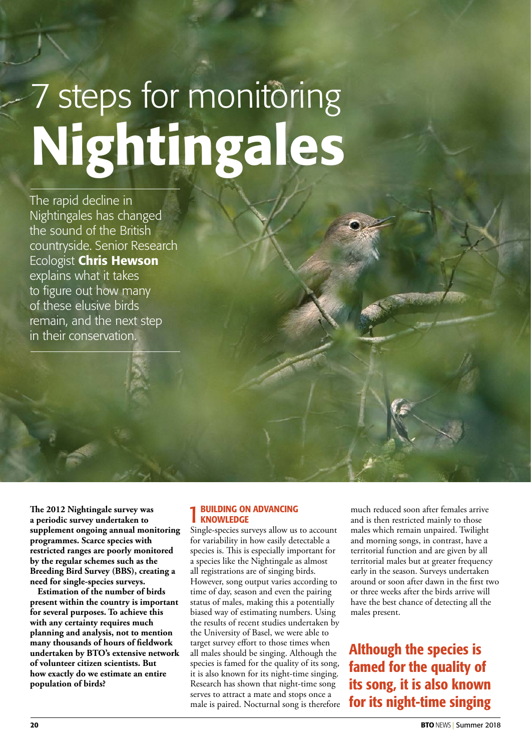# 7 steps for monitoring Nightingales

The rapid decline in Nightingales has changed the sound of the British countryside. Senior Research Ecologist **Chris Hewson** explains what it takes to figure out how many of these elusive birds remain, and the next step in their conservation.

**The 2012 Nightingale survey was a periodic survey undertaken to supplement ongoing annual monitoring programmes. Scarce species with restricted ranges are poorly monitored by the regular schemes such as the Breeding Bird Survey (BBS), creating a need for single-species surveys.**

**Estimation of the number of birds present within the country is important for several purposes. To achieve this with any certainty requires much planning and analysis, not to mention many thousands of hours of fieldwork undertaken by BTO's extensive network of volunteer citizen scientists. But how exactly do we estimate an entire population of birds?**

## 1 BUILDING ON ADVANCING KNOWLEDGE

Single-species surveys allow us to account for variability in how easily detectable a species is. This is especially important for a species like the Nightingale as almost all registrations are of singing birds. However, song output varies according to time of day, season and even the pairing status of males, making this a potentially biased way of estimating numbers. Using the results of recent studies undertaken by the University of Basel, we were able to target survey effort to those times when all males should be singing. Although the species is famed for the quality of its song, it is also known for its night-time singing. Research has shown that night-time song serves to attract a mate and stops once a male is paired. Nocturnal song is therefore much reduced soon after females arrive and is then restricted mainly to those males which remain unpaired. Twilight and morning songs, in contrast, have a territorial function and are given by all territorial males but at greater frequency early in the season. Surveys undertaken around or soon after dawn in the first two or three weeks after the birds arrive will have the best chance of detecting all the males present.

**Although the species is famed for the quality of its song, it is also known for its night-time singing**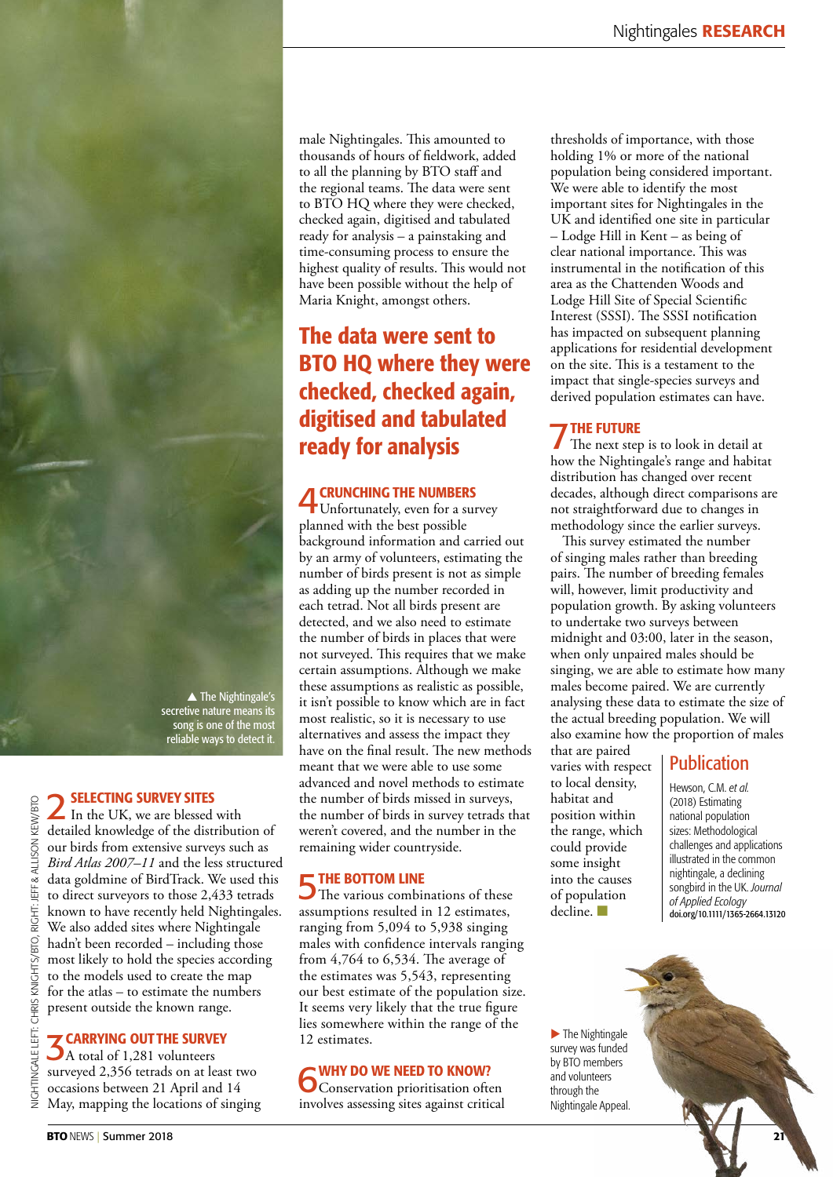▲ The Nightingale's secretive nature means its song is one of the most reliable ways to detect it.

## 2 SELECTING SURVEY SITES

In the UK, we are blessed with detailed knowledge of the distribution of our birds from extensive surveys such as *Bird Atlas 2007–11* and the less structured data goldmine of BirdTrack. We used this to direct surveyors to those 2,433 tetrads known to have recently held Nightingales. We also added sites where Nightingale hadn't been recorded – including those most likely to hold the species according to the models used to create the map for the atlas – to estimate the numbers present outside the known range.

## 3 CARRYING OUT THE SURVEY

A total of 1,281 volunteers surveyed 2,356 tetrads on at least two occasions between 21 April and 14 May, mapping the locations of singing male Nightingales. This amounted to thousands of hours of fieldwork, added to all the planning by BTO staff and the regional teams. The data were sent to BTO HQ where they were checked, checked again, digitised and tabulated ready for analysis – a painstaking and time-consuming process to ensure the highest quality of results. This would not have been possible without the help of Maria Knight, amongst others.

**The data were sent to BTO HQ where they were checked, checked again, digitised and tabulated ready for analysis**

## 4 CRUNCHING THE NUMBERS

Unfortunately, even for a survey planned with the best possible background information and carried out by an army of volunteers, estimating the number of birds present is not as simple as adding up the number recorded in each tetrad. Not all birds present are detected, and we also need to estimate the number of birds in places that were not surveyed. This requires that we make certain assumptions. Although we make these assumptions as realistic as possible, it isn't possible to know which are in fact most realistic, so it is necessary to use alternatives and assess the impact they have on the final result. The new methods meant that we were able to use some advanced and novel methods to estimate the number of birds missed in surveys, the number of birds in survey tetrads that weren't covered, and the number in the remaining wider countryside.

## 5 THE BOTTOM LINE

The various combinations of these assumptions resulted in 12 estimates, ranging from 5,094 to 5,938 singing males with confidence intervals ranging from 4,764 to 6,534. The average of the estimates was 5,543, representing our best estimate of the population size. It seems very likely that the true figure lies somewhere within the range of the 12 estimates.

## 6 WHY DO WE NEED TO KNOW?

Conservation prioritisation often involves assessing sites against critical thresholds of importance, with those holding 1% or more of the national population being considered important. We were able to identify the most important sites for Nightingales in the UK and identified one site in particular – Lodge Hill in Kent – as being of clear national importance. This was instrumental in the notification of this area as the Chattenden Woods and Lodge Hill Site of Special Scientific Interest (SSSI). The SSSI notification has impacted on subsequent planning applications for residential development on the site. This is a testament to the impact that single-species surveys and derived population estimates can have.

## 7 THE FUTURE

The next step is to look in detail at how the Nightingale's range and habitat distribution has changed over recent decades, although direct comparisons are not straightforward due to changes in methodology since the earlier surveys.

This survey estimated the number of singing males rather than breeding pairs. The number of breeding females will, however, limit productivity and population growth. By asking volunteers to undertake two surveys between midnight and 03:00, later in the season, when only unpaired males should be singing, we are able to estimate how many males become paired. We are currently analysing these data to estimate the size of the actual breeding population. We will also examine how the proportion of males that are paired varies with respect to local density, habitat and position within the range, which could provide some insight into the causes of population decline. ■

### Publication

Hewson, C.M. *et al.* (2018) Estimating national population sizes: Methodological challenges and applications illustrated in the common nightingale, a declining songbird in the UK. *Journal of Applied Ecology* doi.org/10.1111/1365-2664.13120

▶ The Nightingale survey was funded by BTO members and volunteers through the Nightingale Appeal.

NIGHTINGALE LEFT: CHRIS KNIGHTS/BTO, RIGHT: JEFF & ALLISON KEW/BTO